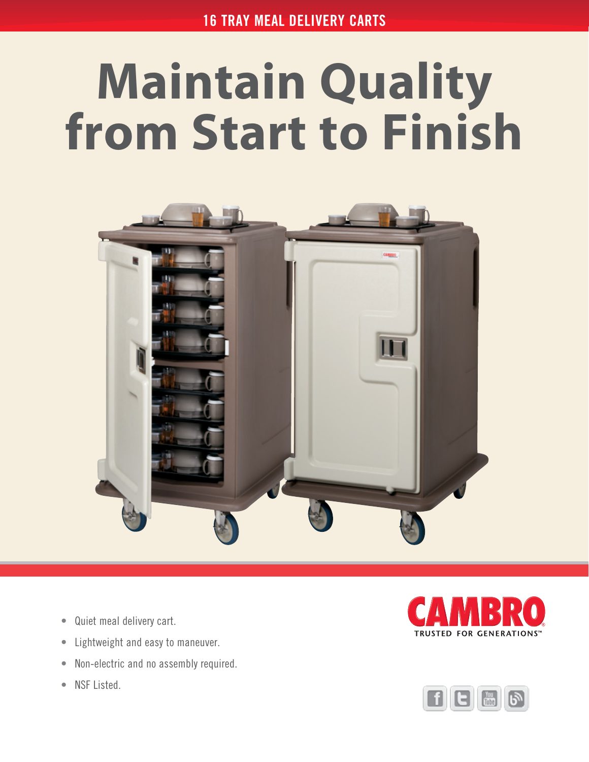16 TRAY MEAL DELIVERY CARTS

# Maintain Quality from Start to Finish

- Quiet meal delivery cart.
- Lightweight and easy to maneuver.
- Non-electric and no assembly required.
- NSF Listed.

CAMBRO®
TRUSTED FOR GENERATIONS™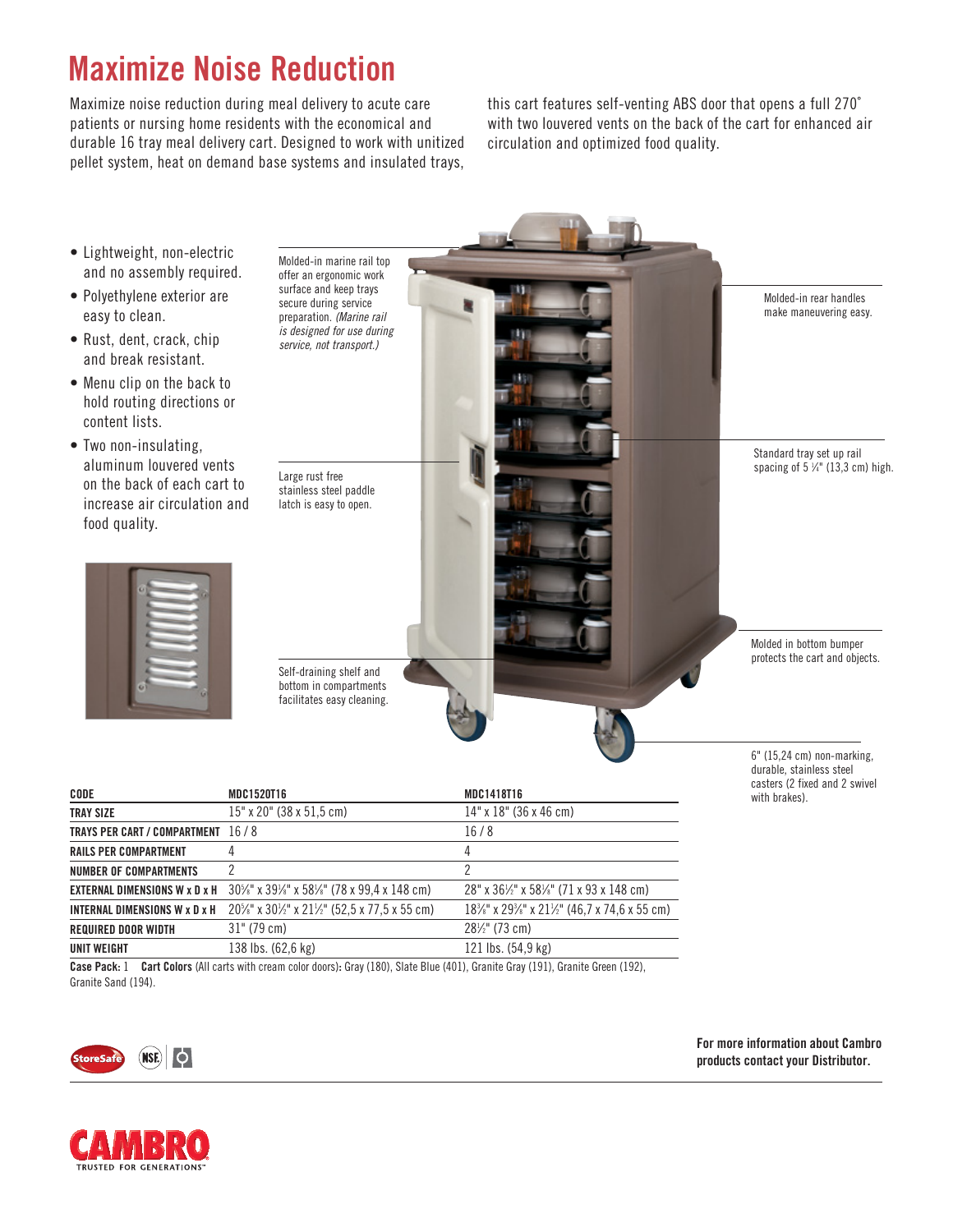# Maximize Noise Reduction

Maximize noise reduction during meal delivery to acute care patients or nursing home residents with the economical and durable 16 tray meal delivery cart. Designed to work with unitized pellet system, heat on demand base systems and insulated trays, this cart features self-venting ABS door that opens a full 270˚ with two louvered vents on the back of the cart for enhanced air circulation and optimized food quality.

- Lightweight, non-electric and no assembly required.
- Polyethylene exterior are easy to clean.
- Rust, dent, crack, chip and break resistant.
- Menu clip on the back to hold routing directions or content lists.
- Two non-insulating, aluminum louvered vents on the back of each cart to increase air circulation and food quality.

Molded-in marine rail top offer an ergonomic work surface and keep trays secure during service preparation. *(Marine rail is designed for use during service, not transport.)*

Large rust free stainless steel paddle latch is easy to open.

Self-draining shelf and bottom in compartments facilitates easy cleaning.

Molded-in rear handles make maneuvering easy.

Standard tray set up rail spacing of 5 ¼" (13,3 cm) high.

Molded in bottom bumper protects the cart and objects.

6" (15,24 cm) non-marking, durable, stainless steel casters (2 fixed and 2 swivel with brakes).

| CODE | MDC1520T16 | MDC1418T16 |
|---|---|---|
| TRAY SIZE | 15" x 20" (38 x 51,5 cm) | 14" x 18" (36 x 46 cm) |
| TRAYS PER CART / COMPARTMENT | 16 / 8 | 16 / 8 |
| RAILS PER COMPARTMENT | 4 | 4 |
| NUMBER OF COMPARTMENTS | 2 | 2 |
| EXTERNAL DIMENSIONS W x D x H | 30⅝" x 39⅛" x 58⅛" (78 x 99,4 x 148 cm) | 28" x 36½" x 58⅛" (71 x 93 x 148 cm) |
| INTERNAL DIMENSIONS W x D x H | 20⅝" x 30½" x 21½" (52,5 x 77,5 x 55 cm) | 18⅞" x 29⅜" x 21½" (46,7 x 74,6 x 55 cm) |
| REQUIRED DOOR WIDTH | 31" (79 cm) | 28½" (73 cm) |
| UNIT WEIGHT | 138 lbs. (62,6 kg) | 121 lbs. (54,9 kg) |

**Case Pack:** 1 **Cart Colors** (All carts with cream color doors)**:** Gray (180), Slate Blue (401), Granite Gray (191), Granite Green (192), Granite Sand (194).

StoreSafe NSF

**For more information about Cambro products contact your Distributor.**

CAMBRO TRUSTED FOR GENERATIONS™